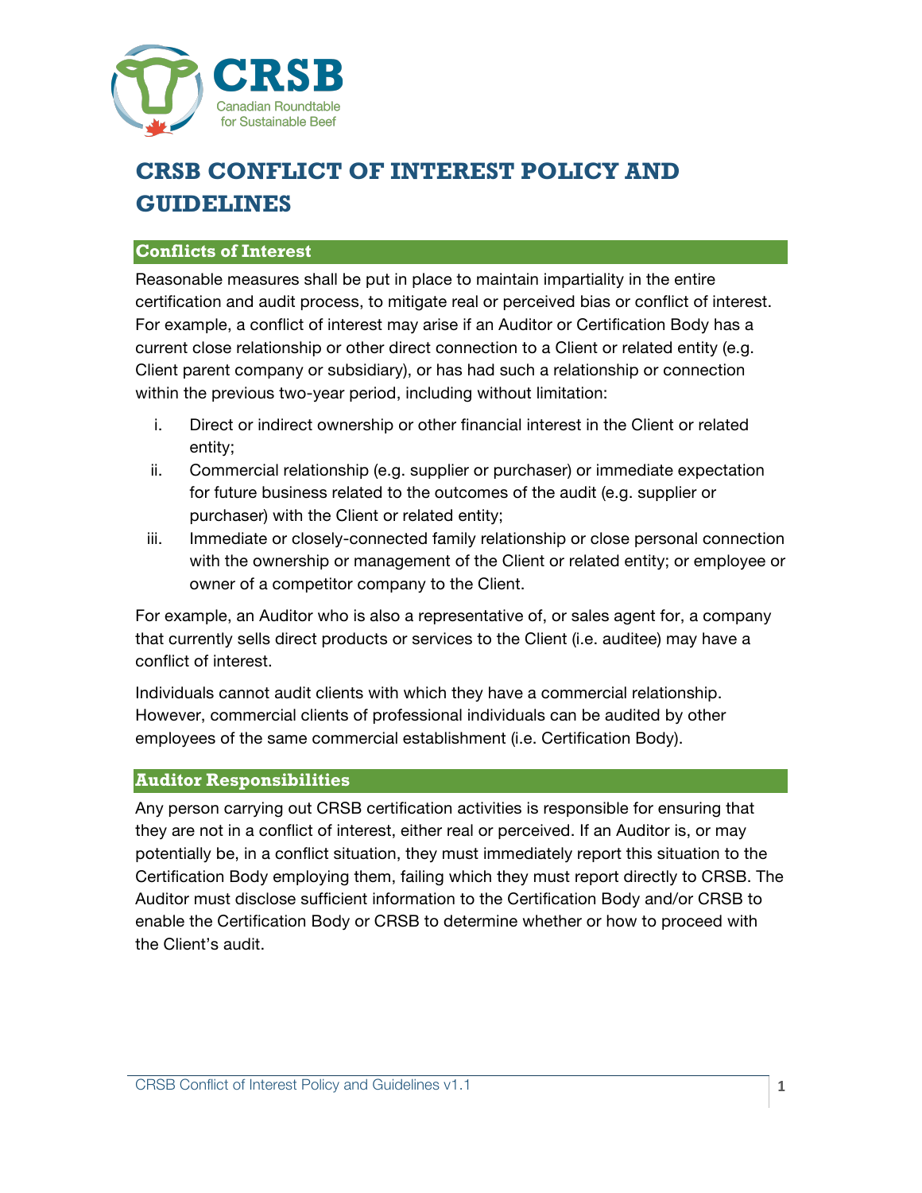CRSB

Canadian Roundtable for Sustainable Beef

# CRSB CONFLICT OF INTEREST POLICY AND GUIDELINES

## Conflicts of Interest

Reasonable measures shall be put in place to maintain impartiality in the entire certification and audit process, to mitigate real or perceived bias or conflict of interest. For example, a conflict of interest may arise if an Auditor or Certification Body has a current close relationship or other direct connection to a Client or related entity (e.g. Client parent company or subsidiary), or has had such a relationship or connection within the previous two-year period, including without limitation:

i. Direct or indirect ownership or other financial interest in the Client or related entity;
ii. Commercial relationship (e.g. supplier or purchaser) or immediate expectation for future business related to the outcomes of the audit (e.g. supplier or purchaser) with the Client or related entity;
iii. Immediate or closely-connected family relationship or close personal connection with the ownership or management of the Client or related entity; or employee or owner of a competitor company to the Client.

For example, an Auditor who is also a representative of, or sales agent for, a company that currently sells direct products or services to the Client (i.e. auditee) may have a conflict of interest.

Individuals cannot audit clients with which they have a commercial relationship. However, commercial clients of professional individuals can be audited by other employees of the same commercial establishment (i.e. Certification Body).

## Auditor Responsibilities

Any person carrying out CRSB certification activities is responsible for ensuring that they are not in a conflict of interest, either real or perceived. If an Auditor is, or may potentially be, in a conflict situation, they must immediately report this situation to the Certification Body employing them, failing which they must report directly to CRSB. The Auditor must disclose sufficient information to the Certification Body and/or CRSB to enable the Certification Body or CRSB to determine whether or how to proceed with the Client's audit.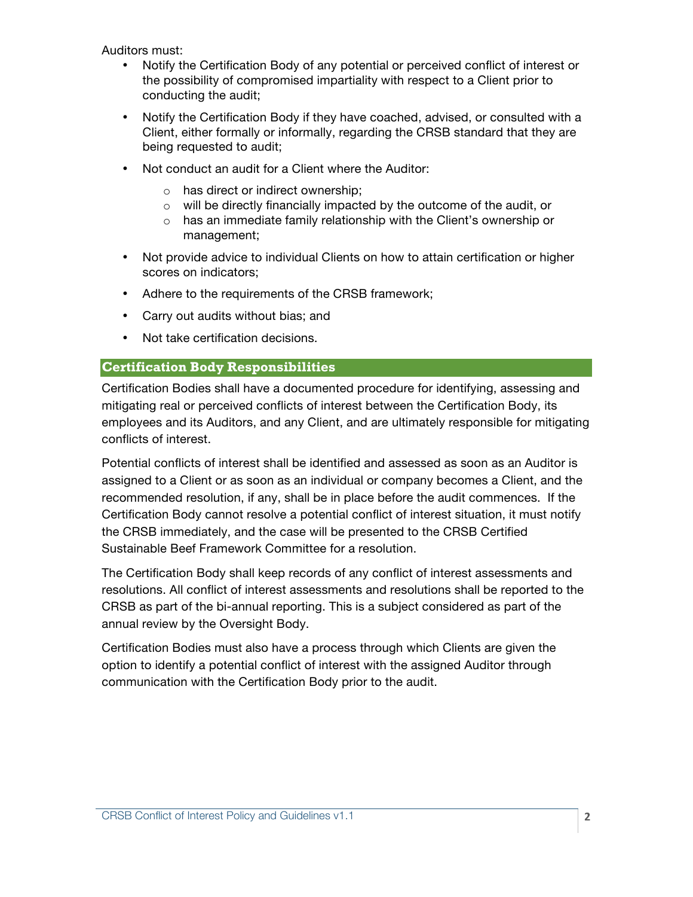Auditors must:

- Notify the Certification Body of any potential or perceived conflict of interest or the possibility of compromised impartiality with respect to a Client prior to conducting the audit;
- Notify the Certification Body if they have coached, advised, or consulted with a Client, either formally or informally, regarding the CRSB standard that they are being requested to audit;
- Not conduct an audit for a Client where the Auditor:
    - has direct or indirect ownership;
    - will be directly financially impacted by the outcome of the audit, or
    - has an immediate family relationship with the Client's ownership or management;
- Not provide advice to individual Clients on how to attain certification or higher scores on indicators;
- Adhere to the requirements of the CRSB framework;
- Carry out audits without bias; and
- Not take certification decisions.

## Certification Body Responsibilities

Certification Bodies shall have a documented procedure for identifying, assessing and mitigating real or perceived conflicts of interest between the Certification Body, its employees and its Auditors, and any Client, and are ultimately responsible for mitigating conflicts of interest.

Potential conflicts of interest shall be identified and assessed as soon as an Auditor is assigned to a Client or as soon as an individual or company becomes a Client, and the recommended resolution, if any, shall be in place before the audit commences. If the Certification Body cannot resolve a potential conflict of interest situation, it must notify the CRSB immediately, and the case will be presented to the CRSB Certified Sustainable Beef Framework Committee for a resolution.

The Certification Body shall keep records of any conflict of interest assessments and resolutions. All conflict of interest assessments and resolutions shall be reported to the CRSB as part of the bi-annual reporting. This is a subject considered as part of the annual review by the Oversight Body.

Certification Bodies must also have a process through which Clients are given the option to identify a potential conflict of interest with the assigned Auditor through communication with the Certification Body prior to the audit.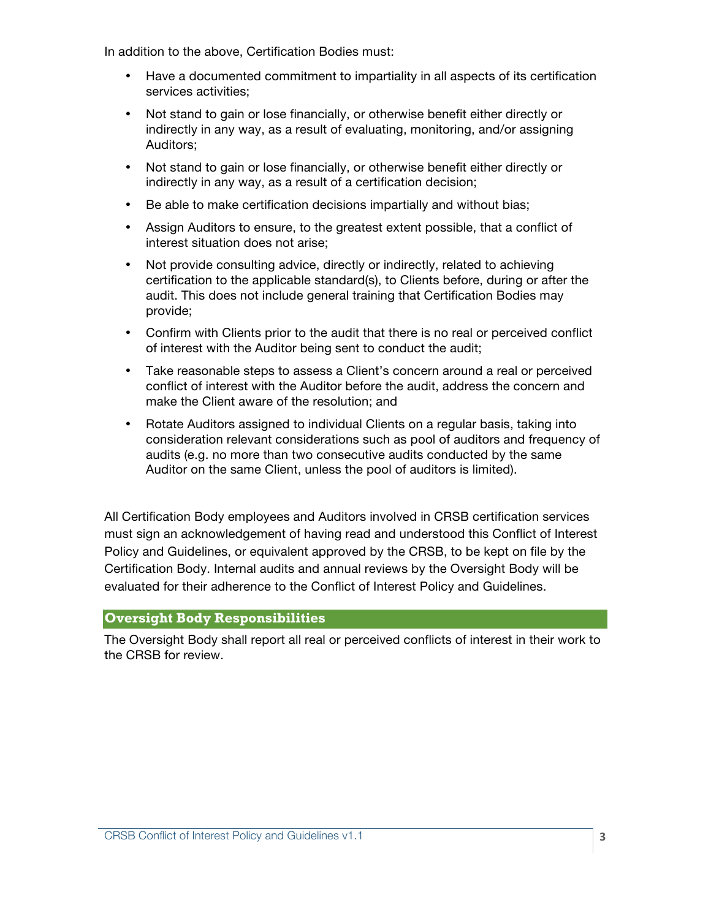In addition to the above, Certification Bodies must:

- Have a documented commitment to impartiality in all aspects of its certification services activities;
- Not stand to gain or lose financially, or otherwise benefit either directly or indirectly in any way, as a result of evaluating, monitoring, and/or assigning Auditors;
- Not stand to gain or lose financially, or otherwise benefit either directly or indirectly in any way, as a result of a certification decision;
- Be able to make certification decisions impartially and without bias;
- Assign Auditors to ensure, to the greatest extent possible, that a conflict of interest situation does not arise;
- Not provide consulting advice, directly or indirectly, related to achieving certification to the applicable standard(s), to Clients before, during or after the audit. This does not include general training that Certification Bodies may provide;
- Confirm with Clients prior to the audit that there is no real or perceived conflict of interest with the Auditor being sent to conduct the audit;
- Take reasonable steps to assess a Client's concern around a real or perceived conflict of interest with the Auditor before the audit, address the concern and make the Client aware of the resolution; and
- Rotate Auditors assigned to individual Clients on a regular basis, taking into consideration relevant considerations such as pool of auditors and frequency of audits (e.g. no more than two consecutive audits conducted by the same Auditor on the same Client, unless the pool of auditors is limited).

All Certification Body employees and Auditors involved in CRSB certification services must sign an acknowledgement of having read and understood this Conflict of Interest Policy and Guidelines, or equivalent approved by the CRSB, to be kept on file by the Certification Body. Internal audits and annual reviews by the Oversight Body will be evaluated for their adherence to the Conflict of Interest Policy and Guidelines.

## Oversight Body Responsibilities

The Oversight Body shall report all real or perceived conflicts of interest in their work to the CRSB for review.